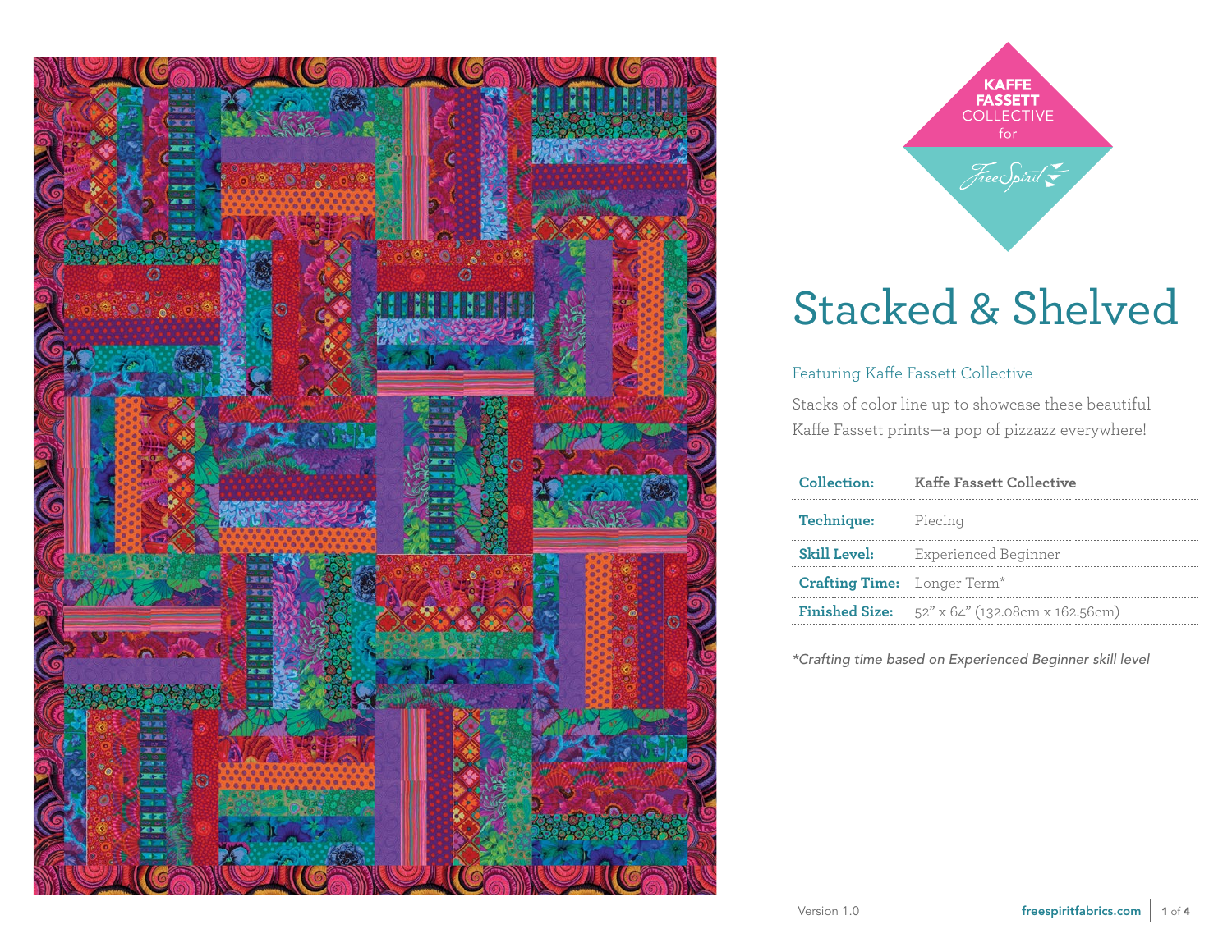KAFFE FASSETT COLLECTIVE for FreeSpirit

# Stacked & Shelved

Featuring Kaffe Fassett Collective

Stacks of color line up to showcase these beautiful Kaffe Fassett prints—a pop of pizzazz everywhere!

| | |
|---|---|
| **Collection:** | **Kaffe Fassett Collective** |
| **Technique:** | Piecing |
| **Skill Level:** | Experienced Beginner |
| **Crafting Time:** | Longer Term* |
| **Finished Size:** | 52" x 64" (132.08cm x 162.56cm) |

*\*Crafting time based on Experienced Beginner skill level*

Version 1.0

freespiritfabrics.com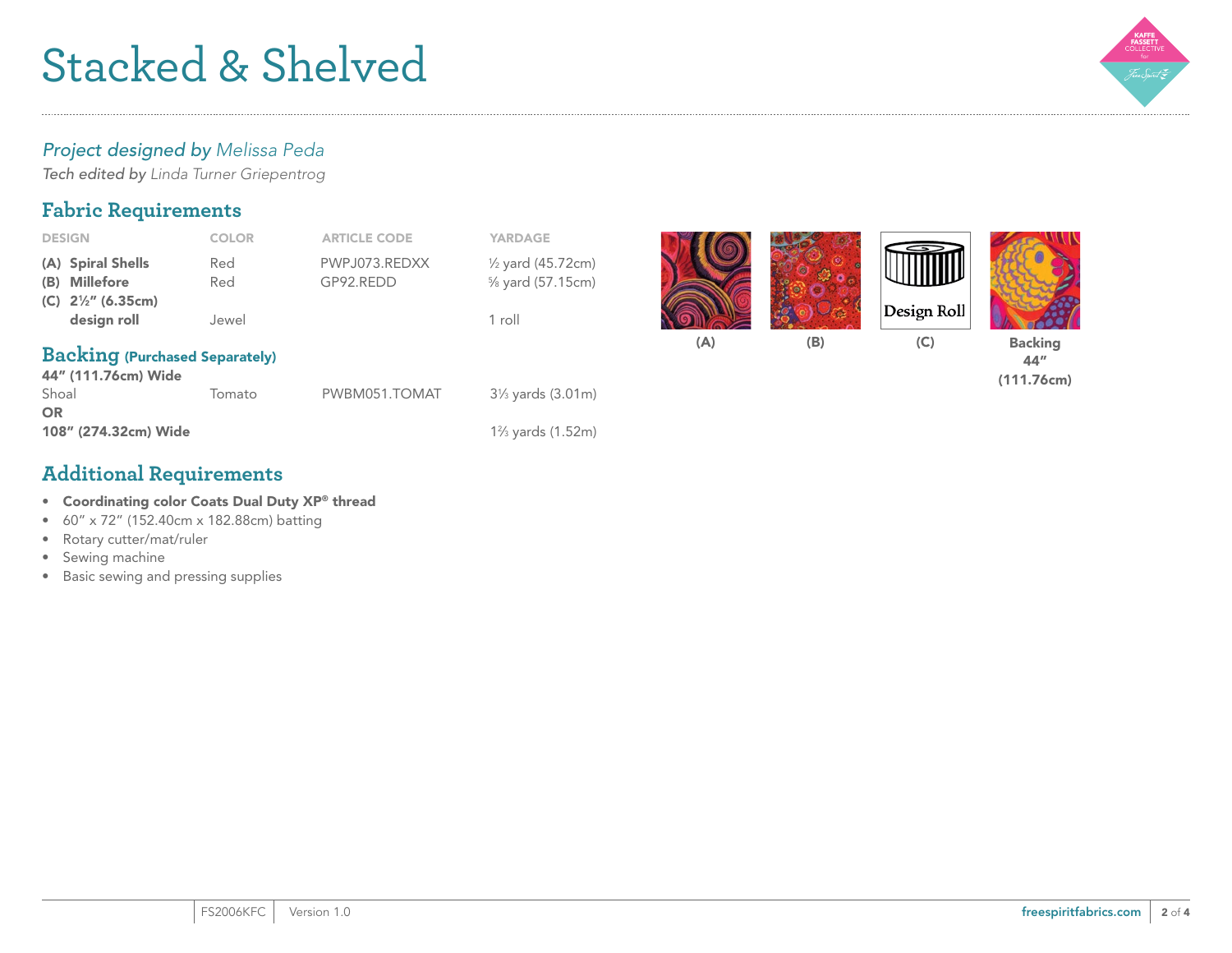# Stacked & Shelved

*Project designed by* *Melissa Peda*

*Tech edited by* *Linda Turner Griepentrog*

## Fabric Requirements

| DESIGN | COLOR | ARTICLE CODE | YARDAGE |
|---|---|---|---|
| **(A) Spiral Shells** | Red | PWPJ073.REDXX | ½ yard (45.72cm) |
| **(B) Millefore** | Red | GP92.REDD | ⅝ yard (57.15cm) |
| **(C) 2½" (6.35cm) design roll** | Jewel | | 1 roll |

## Backing (Purchased Separately)

| | | | |
|---|---|---|---|
| **44" (111.76cm) Wide** | | | |
| Shoal | Tomato | PWBM051.TOMAT | 3⅓ yards (3.01m) |
| **OR** | | | |
| **108" (274.32cm) Wide** | | | 1⅔ yards (1.52m) |

(A) (B) (C) Design Roll Backing 44" (111.76cm)

## Additional Requirements

- **Coordinating color Coats Dual Duty XP® thread**
- 60" x 72" (152.40cm x 182.88cm) batting
- Rotary cutter/mat/ruler
- Sewing machine
- Basic sewing and pressing supplies

FS2006KFC Version 1.0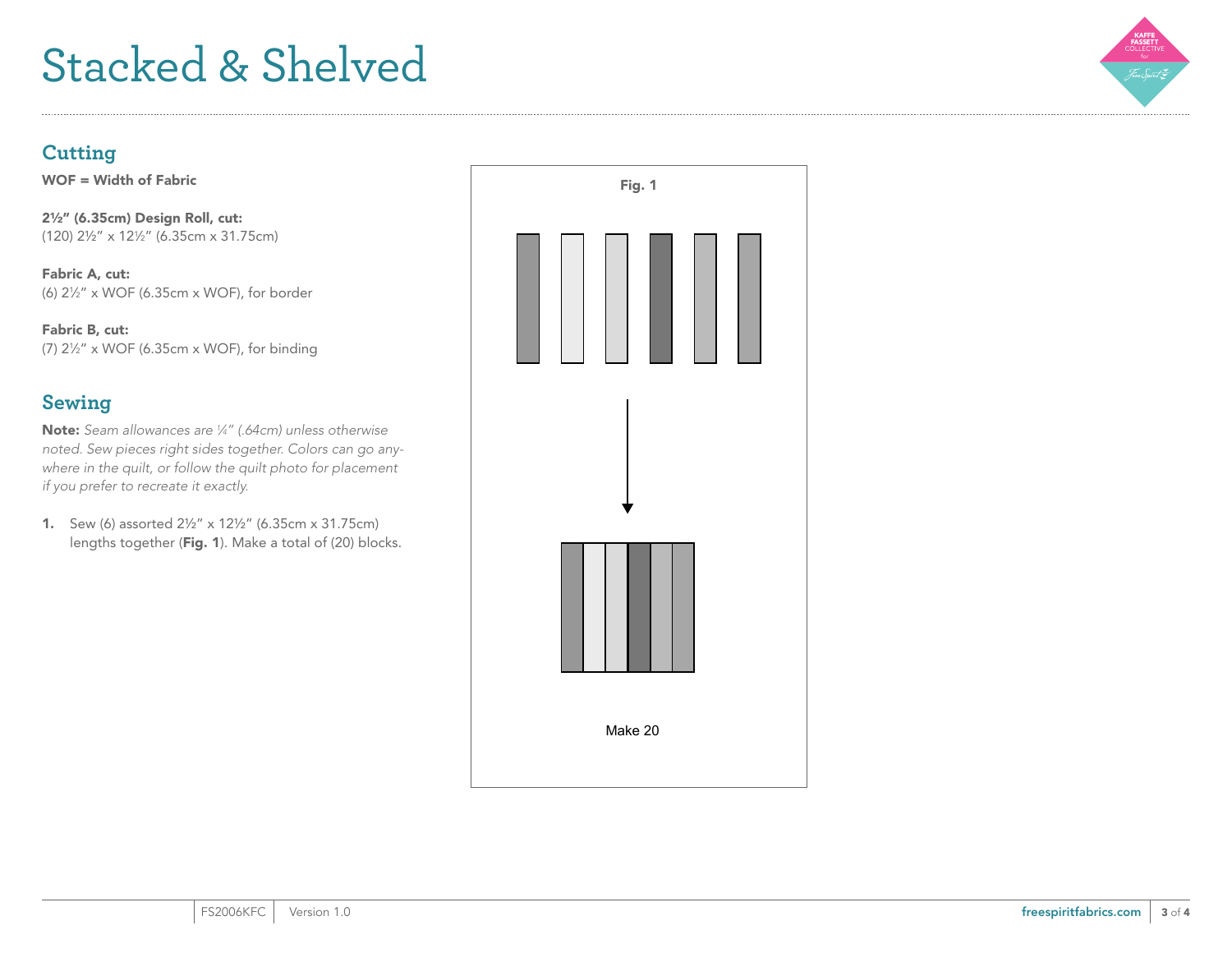## Cutting

**WOF = Width of Fabric**

**2½" (6.35cm) Design Roll, cut:**
(120) 2½" x 12½" (6.35cm x 31.75cm)

**Fabric A, cut:**
(6) 2½" x WOF (6.35cm x WOF), for border

**Fabric B, cut:**
(7) 2½" x WOF (6.35cm x WOF), for binding

## Sewing

**Note:** *Seam allowances are ¼" (.64cm) unless otherwise noted. Sew pieces right sides together. Colors can go anywhere in the quilt, or follow the quilt photo for placement if you prefer to recreate it exactly.*

1. Sew (6) assorted 2½" x 12½" (6.35cm x 31.75cm) lengths together (**Fig. 1**). Make a total of (20) blocks.

**Fig. 1**

Make 20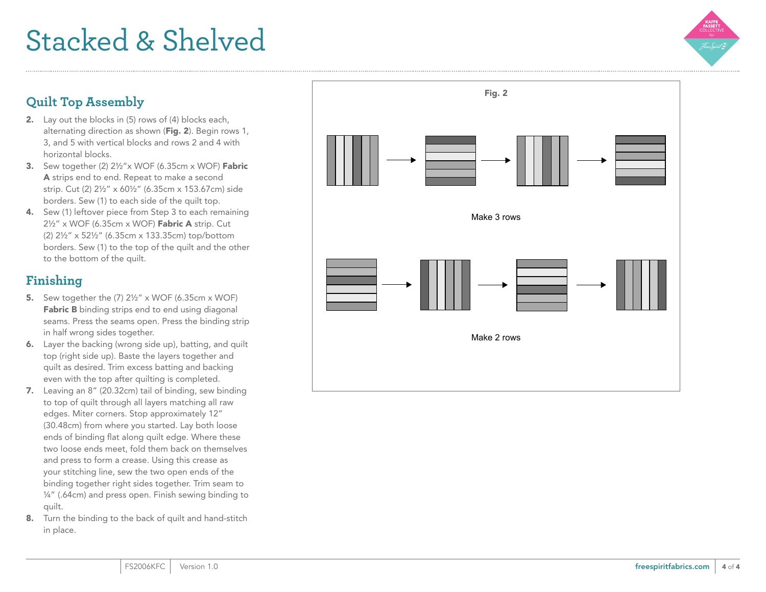# Stacked & Shelved

## Quilt Top Assembly

2. Lay out the blocks in (5) rows of (4) blocks each, alternating direction as shown (**Fig. 2**). Begin rows 1, 3, and 5 with vertical blocks and rows 2 and 4 with horizontal blocks.
3. Sew together (2) 2½"x WOF (6.35cm x WOF) **Fabric A** strips end to end. Repeat to make a second strip. Cut (2) 2½" x 60½" (6.35cm x 153.67cm) side borders. Sew (1) to each side of the quilt top.
4. Sew (1) leftover piece from Step 3 to each remaining 2½" x WOF (6.35cm x WOF) **Fabric A** strip. Cut (2) 2½" x 52½" (6.35cm x 133.35cm) top/bottom borders. Sew (1) to the top of the quilt and the other to the bottom of the quilt.

## Finishing

5. Sew together the (7) 2½" x WOF (6.35cm x WOF) **Fabric B** binding strips end to end using diagonal seams. Press the seams open. Press the binding strip in half wrong sides together.
6. Layer the backing (wrong side up), batting, and quilt top (right side up). Baste the layers together and quilt as desired. Trim excess batting and backing even with the top after quilting is completed.
7. Leaving an 8" (20.32cm) tail of binding, sew binding to top of quilt through all layers matching all raw edges. Miter corners. Stop approximately 12" (30.48cm) from where you started. Lay both loose ends of binding flat along quilt edge. Where these two loose ends meet, fold them back on themselves and press to form a crease. Using this crease as your stitching line, sew the two open ends of the binding together right sides together. Trim seam to ¼" (.64cm) and press open. Finish sewing binding to quilt.
8. Turn the binding to the back of quilt and hand-stitch in place.

**Fig. 2**

Make 3 rows

Make 2 rows

FS2006KFC Version 1.0